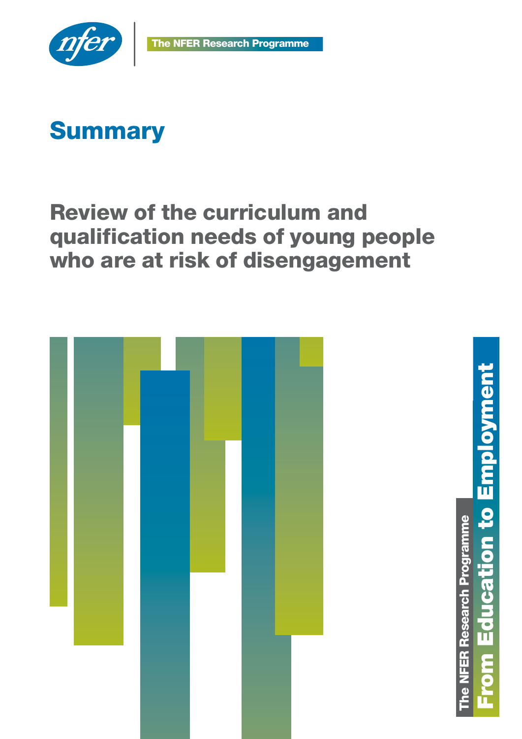The NFER Research Programme

# Summary

## Review of the curriculum and qualification needs of young people who are at risk of disengagement

The NFER Research Programme

From Education to Employment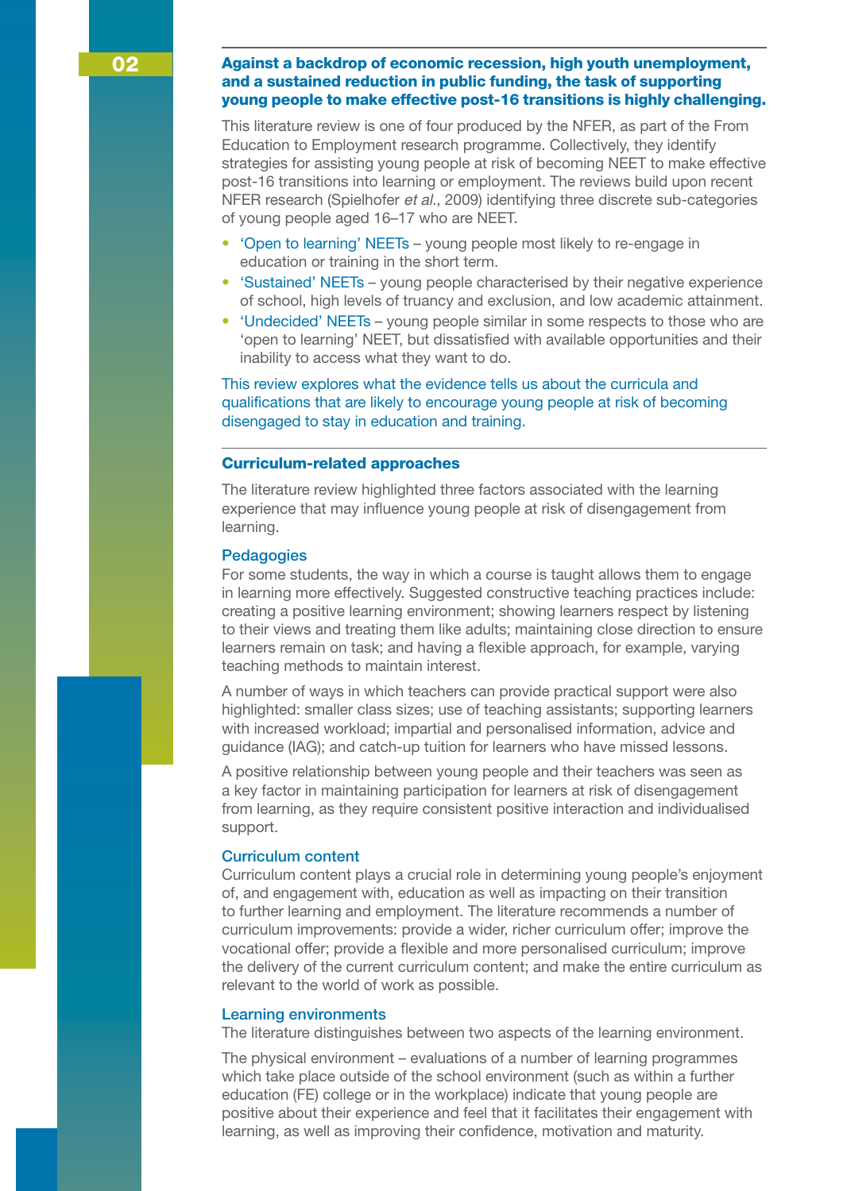**Against a backdrop of economic recession, high youth unemployment, and a sustained reduction in public funding, the task of supporting young people to make effective post-16 transitions is highly challenging.**

This literature review is one of four produced by the NFER, as part of the From Education to Employment research programme. Collectively, they identify strategies for assisting young people at risk of becoming NEET to make effective post-16 transitions into learning or employment. The reviews build upon recent NFER research (Spielhofer *et al.*, 2009) identifying three discrete sub-categories of young people aged 16–17 who are NEET.

- 'Open to learning' NEETs – young people most likely to re-engage in education or training in the short term.
- 'Sustained' NEETs – young people characterised by their negative experience of school, high levels of truancy and exclusion, and low academic attainment.
- 'Undecided' NEETs – young people similar in some respects to those who are 'open to learning' NEET, but dissatisfied with available opportunities and their inability to access what they want to do.

This review explores what the evidence tells us about the curricula and qualifications that are likely to encourage young people at risk of becoming disengaged to stay in education and training.

## Curriculum-related approaches

The literature review highlighted three factors associated with the learning experience that may influence young people at risk of disengagement from learning.

### Pedagogies

For some students, the way in which a course is taught allows them to engage in learning more effectively. Suggested constructive teaching practices include: creating a positive learning environment; showing learners respect by listening to their views and treating them like adults; maintaining close direction to ensure learners remain on task; and having a flexible approach, for example, varying teaching methods to maintain interest.

A number of ways in which teachers can provide practical support were also highlighted: smaller class sizes; use of teaching assistants; supporting learners with increased workload; impartial and personalised information, advice and guidance (IAG); and catch-up tuition for learners who have missed lessons.

A positive relationship between young people and their teachers was seen as a key factor in maintaining participation for learners at risk of disengagement from learning, as they require consistent positive interaction and individualised support.

### Curriculum content

Curriculum content plays a crucial role in determining young people's enjoyment of, and engagement with, education as well as impacting on their transition to further learning and employment. The literature recommends a number of curriculum improvements: provide a wider, richer curriculum offer; improve the vocational offer; provide a flexible and more personalised curriculum; improve the delivery of the current curriculum content; and make the entire curriculum as relevant to the world of work as possible.

### Learning environments

The literature distinguishes between two aspects of the learning environment.

The physical environment – evaluations of a number of learning programmes which take place outside of the school environment (such as within a further education (FE) college or in the workplace) indicate that young people are positive about their experience and feel that it facilitates their engagement with learning, as well as improving their confidence, motivation and maturity.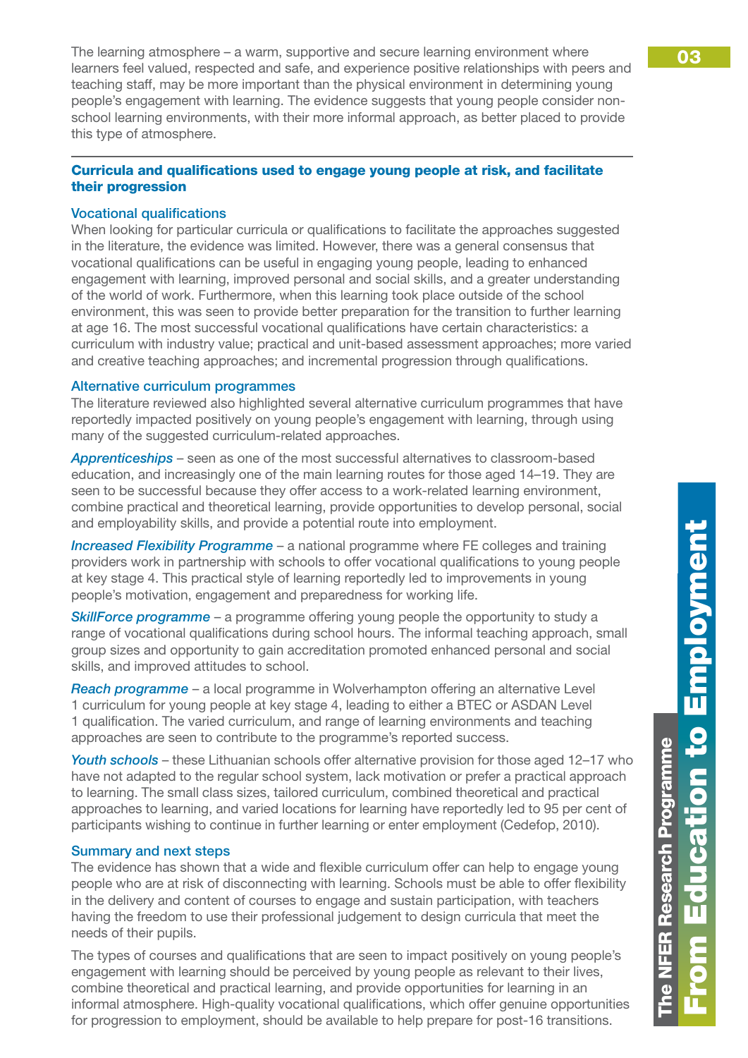The learning atmosphere – a warm, supportive and secure learning environment where learners feel valued, respected and safe, and experience positive relationships with peers and teaching staff, may be more important than the physical environment in determining young people's engagement with learning. The evidence suggests that young people consider non-school learning environments, with their more informal approach, as better placed to provide this type of atmosphere.

---

## Curricula and qualifications used to engage young people at risk, and facilitate their progression

### Vocational qualifications

When looking for particular curricula or qualifications to facilitate the approaches suggested in the literature, the evidence was limited. However, there was a general consensus that vocational qualifications can be useful in engaging young people, leading to enhanced engagement with learning, improved personal and social skills, and a greater understanding of the world of work. Furthermore, when this learning took place outside of the school environment, this was seen to provide better preparation for the transition to further learning at age 16. The most successful vocational qualifications have certain characteristics: a curriculum with industry value; practical and unit-based assessment approaches; more varied and creative teaching approaches; and incremental progression through qualifications.

### Alternative curriculum programmes

The literature reviewed also highlighted several alternative curriculum programmes that have reportedly impacted positively on young people's engagement with learning, through using many of the suggested curriculum-related approaches.

*Apprenticeships* – seen as one of the most successful alternatives to classroom-based education, and increasingly one of the main learning routes for those aged 14–19. They are seen to be successful because they offer access to a work-related learning environment, combine practical and theoretical learning, provide opportunities to develop personal, social and employability skills, and provide a potential route into employment.

*Increased Flexibility Programme* – a national programme where FE colleges and training providers work in partnership with schools to offer vocational qualifications to young people at key stage 4. This practical style of learning reportedly led to improvements in young people's motivation, engagement and preparedness for working life.

*SkillForce programme* – a programme offering young people the opportunity to study a range of vocational qualifications during school hours. The informal teaching approach, small group sizes and opportunity to gain accreditation promoted enhanced personal and social skills, and improved attitudes to school.

*Reach programme* – a local programme in Wolverhampton offering an alternative Level 1 curriculum for young people at key stage 4, leading to either a BTEC or ASDAN Level 1 qualification. The varied curriculum, and range of learning environments and teaching approaches are seen to contribute to the programme's reported success.

*Youth schools* – these Lithuanian schools offer alternative provision for those aged 12–17 who have not adapted to the regular school system, lack motivation or prefer a practical approach to learning. The small class sizes, tailored curriculum, combined theoretical and practical approaches to learning, and varied locations for learning have reportedly led to 95 per cent of participants wishing to continue in further learning or enter employment (Cedefop, 2010).

### Summary and next steps

The evidence has shown that a wide and flexible curriculum offer can help to engage young people who are at risk of disconnecting with learning. Schools must be able to offer flexibility in the delivery and content of courses to engage and sustain participation, with teachers having the freedom to use their professional judgement to design curricula that meet the needs of their pupils.

The types of courses and qualifications that are seen to impact positively on young people's engagement with learning should be perceived by young people as relevant to their lives, combine theoretical and practical learning, and provide opportunities for learning in an informal atmosphere. High-quality vocational qualifications, which offer genuine opportunities for progression to employment, should be available to help prepare for post-16 transitions.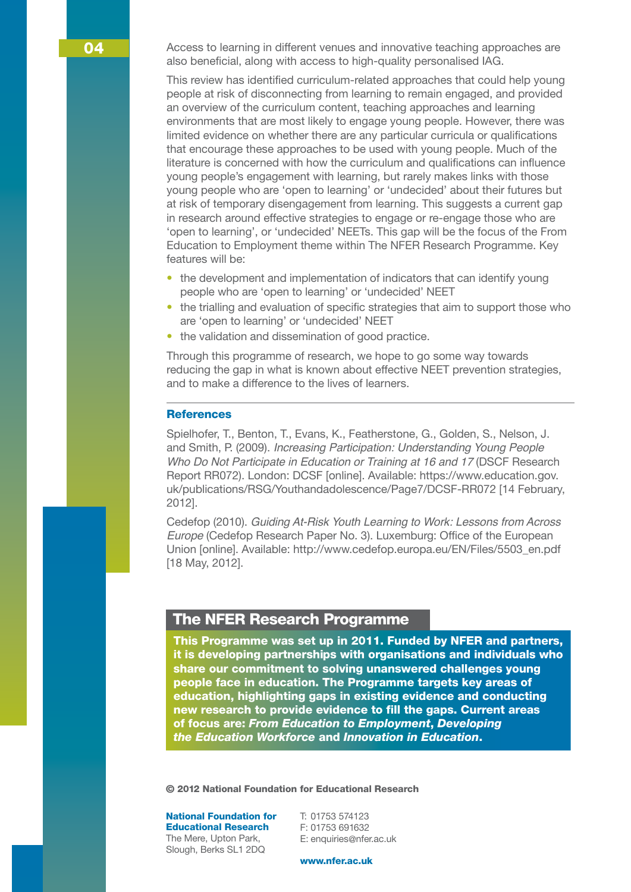Access to learning in different venues and innovative teaching approaches are also beneficial, along with access to high-quality personalised IAG.

This review has identified curriculum-related approaches that could help young people at risk of disconnecting from learning to remain engaged, and provided an overview of the curriculum content, teaching approaches and learning environments that are most likely to engage young people. However, there was limited evidence on whether there are any particular curricula or qualifications that encourage these approaches to be used with young people. Much of the literature is concerned with how the curriculum and qualifications can influence young people's engagement with learning, but rarely makes links with those young people who are 'open to learning' or 'undecided' about their futures but at risk of temporary disengagement from learning. This suggests a current gap in research around effective strategies to engage or re-engage those who are 'open to learning', or 'undecided' NEETs. This gap will be the focus of the From Education to Employment theme within The NFER Research Programme. Key features will be:

- the development and implementation of indicators that can identify young people who are 'open to learning' or 'undecided' NEET
- the trialling and evaluation of specific strategies that aim to support those who are 'open to learning' or 'undecided' NEET
- the validation and dissemination of good practice.

Through this programme of research, we hope to go some way towards reducing the gap in what is known about effective NEET prevention strategies, and to make a difference to the lives of learners.

---

### References

Spielhofer, T., Benton, T., Evans, K., Featherstone, G., Golden, S., Nelson, J. and Smith, P. (2009). *Increasing Participation: Understanding Young People Who Do Not Participate in Education or Training at 16 and 17* (DSCF Research Report RR072). London: DCSF [online]. Available: https://www.education.gov.uk/publications/RSG/Youthandadolescence/Page7/DCSF-RR072 [14 February, 2012].

Cedefop (2010). *Guiding At-Risk Youth Learning to Work: Lessons from Across Europe* (Cedefop Research Paper No. 3). Luxemburg: Office of the European Union [online]. Available: http://www.cedefop.europa.eu/EN/Files/5503_en.pdf [18 May, 2012].

## The NFER Research Programme

**This Programme was set up in 2011. Funded by NFER and partners, it is developing partnerships with organisations and individuals who share our commitment to solving unanswered challenges young people face in education. The Programme targets key areas of education, highlighting gaps in existing evidence and conducting new research to provide evidence to fill the gaps. Current areas of focus are: *From Education to Employment*, *Developing the Education Workforce* and *Innovation in Education*.**

**© 2012 National Foundation for Educational Research**

**National Foundation for Educational Research**
The Mere, Upton Park,
Slough, Berks SL1 2DQ

T: 01753 574123
F: 01753 691632
E: enquiries@nfer.ac.uk

**www.nfer.ac.uk**